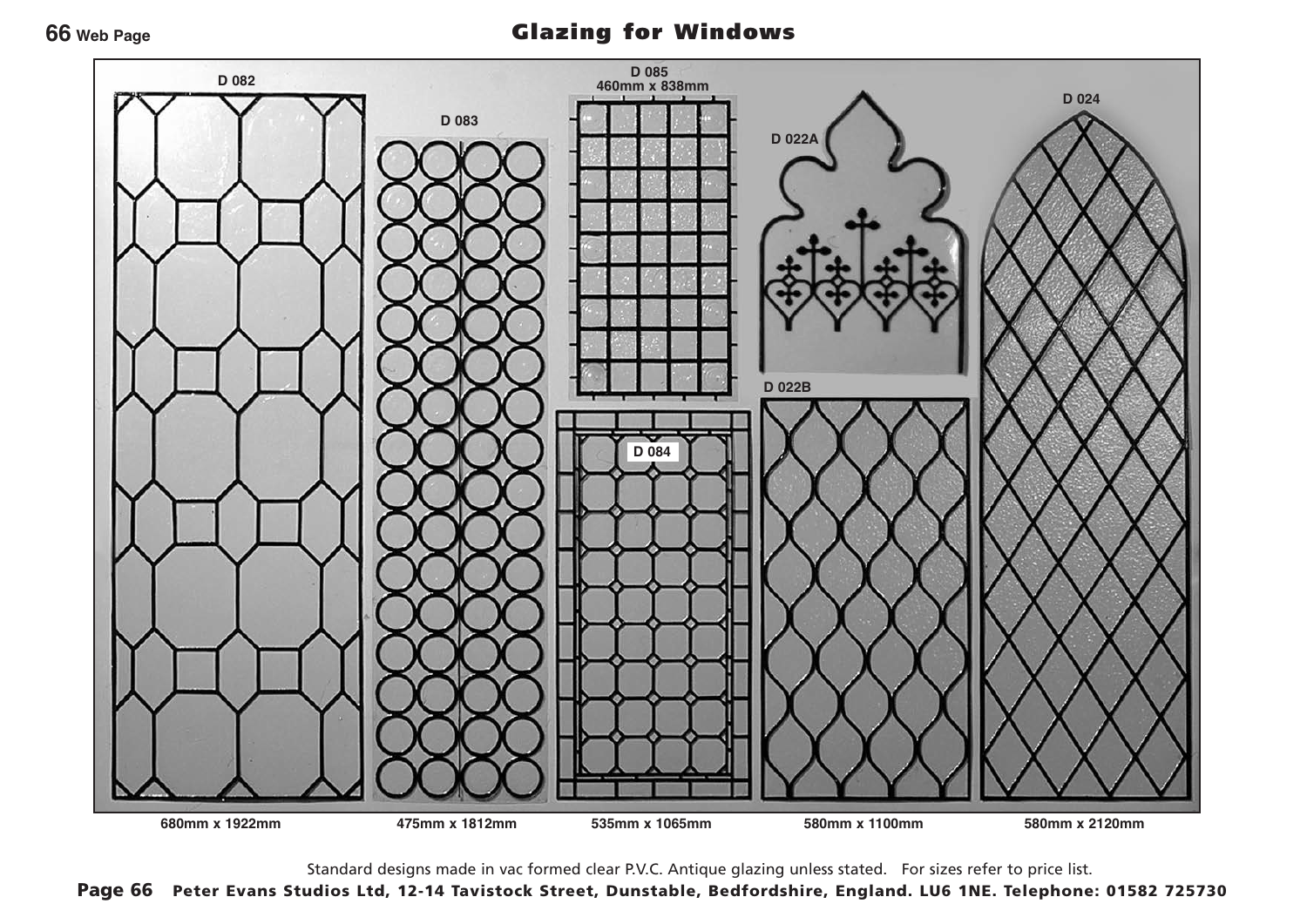# Glazing for Windows

D 082

D 083

D 085
460mm x 838mm

D 022A

D 024

D 084

D 022B

680mm x 1922mm

475mm x 1812mm

535mm x 1065mm

580mm x 1100mm

580mm x 2120mm

Standard designs made in vac formed clear P.V.C. Antique glazing unless stated. For sizes refer to price list.

**Peter Evans Studios Ltd, 12-14 Tavistock Street, Dunstable, Bedfordshire, England. LU6 1NE. Telephone: 01582 725730**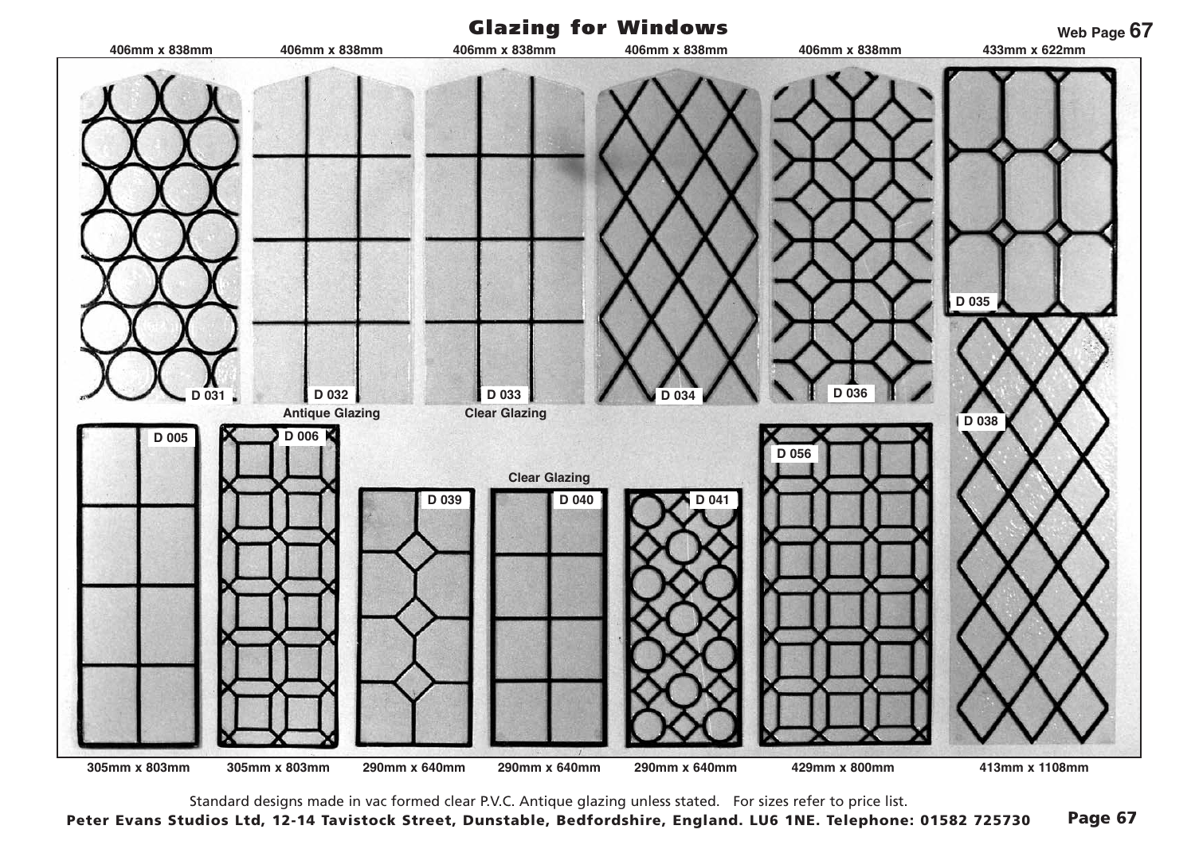# Glazing for Windows

Web Page 67

406mm x 838mm | 406mm x 838mm | 406mm x 838mm | 406mm x 838mm | 406mm x 838mm | 433mm x 622mm

D 031

D 032
Antique Glazing

D 033
Clear Glazing

D 034

D 036

D 035

D 038

D 005

D 006

Clear Glazing

D 039

D 040

D 041

D 056

305mm x 803mm | 305mm x 803mm | 290mm x 640mm | 290mm x 640mm | 290mm x 640mm | 429mm x 800mm | 413mm x 1108mm

Standard designs made in vac formed clear P.V.C. Antique glazing unless stated. For sizes refer to price list.

**Peter Evans Studios Ltd, 12-14 Tavistock Street, Dunstable, Bedfordshire, England. LU6 1NE. Telephone: 01582 725730**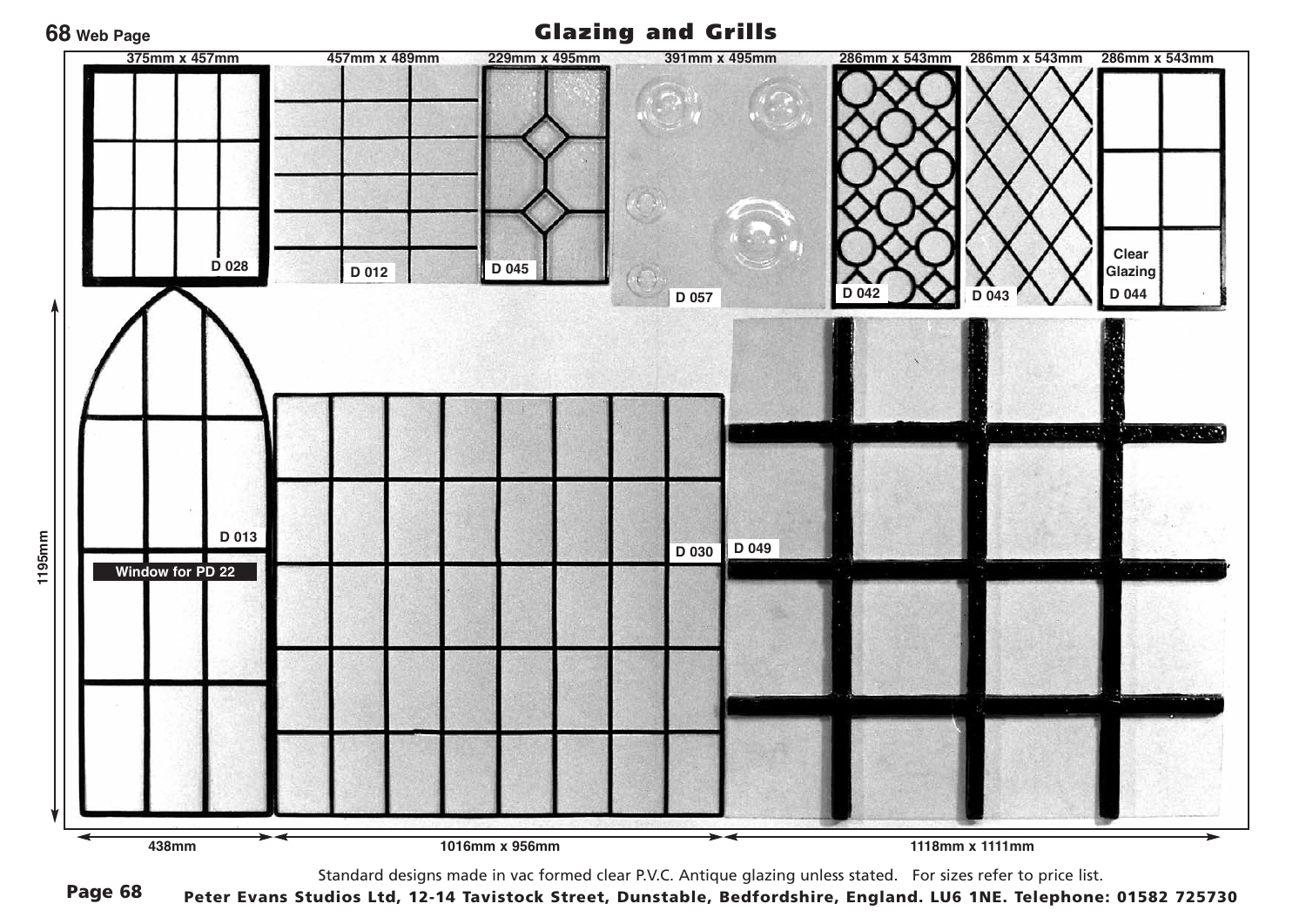# Glazing and Grills

375mm x 457mm — D 028

457mm x 489mm — D 012

229mm x 495mm — D 045

391mm x 495mm — D 057

286mm x 543mm — D 042

286mm x 543mm — D 043

286mm x 543mm — Clear Glazing — D 044

D 013 — Window for PD 22 — 1195mm — 438mm

D 030 — 1016mm x 956mm

D 049 — 1118mm x 1111mm

Standard designs made in vac formed clear P.V.C. Antique glazing unless stated. For sizes refer to price list.

**Peter Evans Studios Ltd, 12-14 Tavistock Street, Dunstable, Bedfordshire, England. LU6 1NE. Telephone: 01582 725730**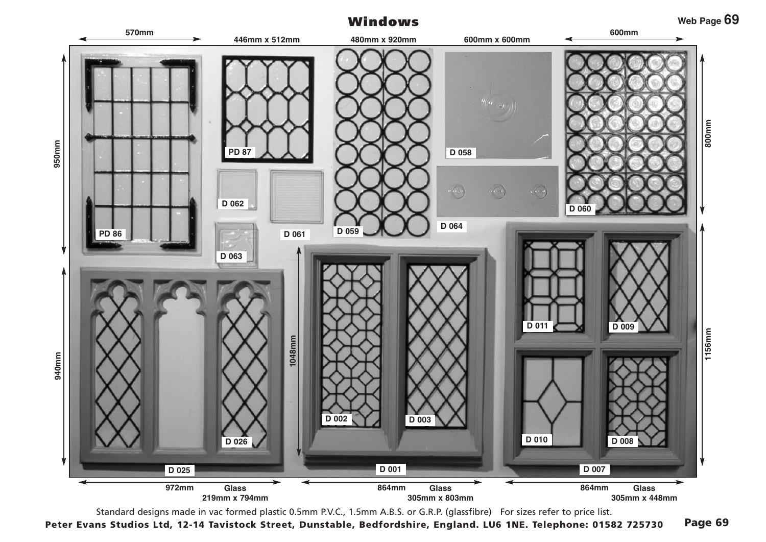# Windows

Web Page 69

570mm

446mm x 512mm

480mm x 920mm

600mm x 600mm

600mm

950mm

PD 87

D 058

800mm

D 062

D 060

D 064

PD 86

D 061

D 059

D 063

1048mm

D 011

D 009

940mm

1156mm

D 002

D 003

D 010

D 026

D 008

D 025

D 001

D 007

972mm Glass 219mm x 794mm

864mm Glass 305mm x 803mm

864mm Glass 305mm x 448mm

Standard designs made in vac formed plastic 0.5mm P.V.C., 1.5mm A.B.S. or G.R.P. (glassfibre) For sizes refer to price list.

**Peter Evans Studios Ltd, 12-14 Tavistock Street, Dunstable, Bedfordshire, England. LU6 1NE. Telephone: 01582 725730**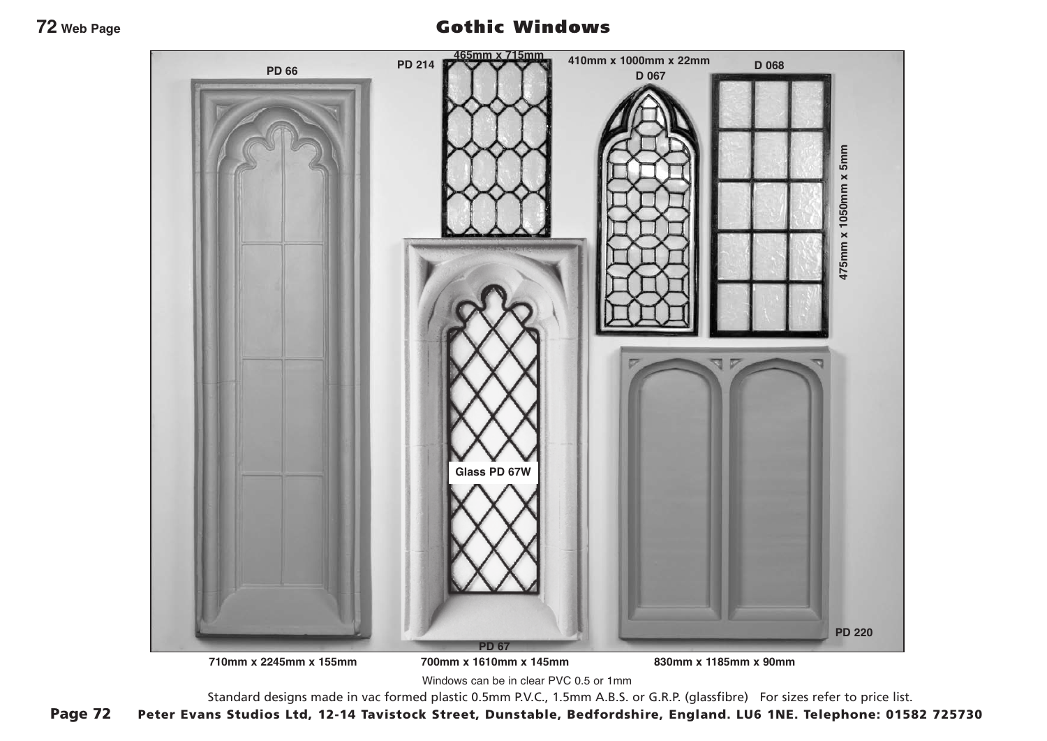# Gothic Windows

PD 66

PD 214

465mm x 715mm

410mm x 1000mm x 22mm

D 067

D 068

475mm x 1050mm x 5mm

Glass PD 67W

PD 67

PD 220

710mm x 2245mm x 155mm

700mm x 1610mm x 145mm

830mm x 1185mm x 90mm

Windows can be in clear PVC 0.5 or 1mm

Standard designs made in vac formed plastic 0.5mm P.V.C., 1.5mm A.B.S. or G.R.P. (glassfibre) For sizes refer to price list.

Peter Evans Studios Ltd, 12-14 Tavistock Street, Dunstable, Bedfordshire, England. LU6 1NE. Telephone: 01582 725730